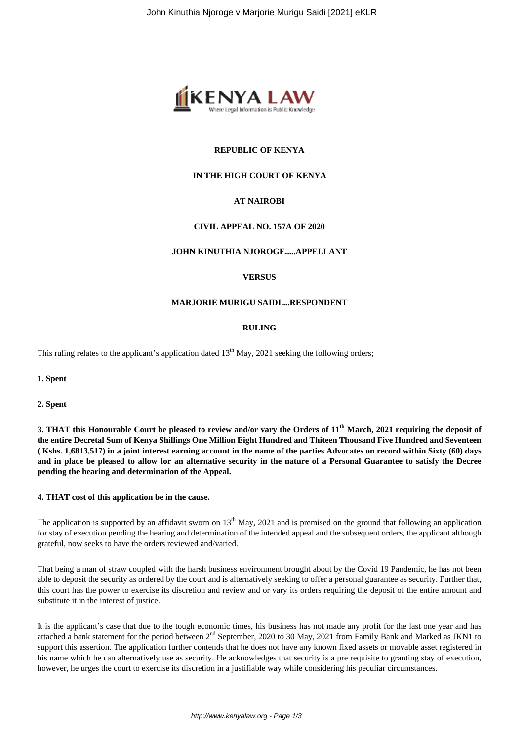**REPUBLIC OF KENYA**

**IN THE HIGH COURT OF KENYA**

**AT NAIROBI**

**CIVIL APPEAL NO. 157A OF 2020**

**JOHN KINUTHIA NJOROGE.....APPELLANT**

**VERSUS**

**MARJORIE MURIGU SAIDI....RESPONDENT**

**RULING**

This ruling relates to the applicant's application dated 13th May, 2021 seeking the following orders;

**1. Spent**

**2. Spent**

**3. THAT this Honourable Court be pleased to review and/or vary the Orders of 11th March, 2021 requiring the deposit of the entire Decretal Sum of Kenya Shillings One Million Eight Hundred and Thirteen Thousand Five Hundred and Seventeen ( Kshs. 1,6813,517) in a joint interest earning account in the name of the parties Advocates on record within Sixty (60) days and in place be pleased to allow for an alternative security in the nature of a Personal Guarantee to satisfy the Decree pending the hearing and determination of the Appeal.**

**4. THAT cost of this application be in the cause.**

The application is supported by an affidavit sworn on 13th May, 2021 and is premised on the ground that following an application for stay of execution pending the hearing and determination of the intended appeal and the subsequent orders, the applicant although grateful, now seeks to have the orders reviewed and/varied.

That being a man of straw coupled with the harsh business environment brought about by the Covid 19 Pandemic, he has not been able to deposit the security as ordered by the court and is alternatively seeking to offer a personal guarantee as security. Further that, this court has the power to exercise its discretion and review and or vary its orders requiring the deposit of the entire amount and substitute it in the interest of justice.

It is the applicant's case that due to the tough economic times, his business has not made any profit for the last one year and has attached a bank statement for the period between 2nd September, 2020 to 30 May, 2021 from Family Bank and Marked as JKN1 to support this assertion. The application further contends that he does not have any known fixed assets or movable asset registered in his name which he can alternatively use as security. He acknowledges that security is a pre requisite to granting stay of execution, however, he urges the court to exercise its discretion in a justifiable way while considering his peculiar circumstances.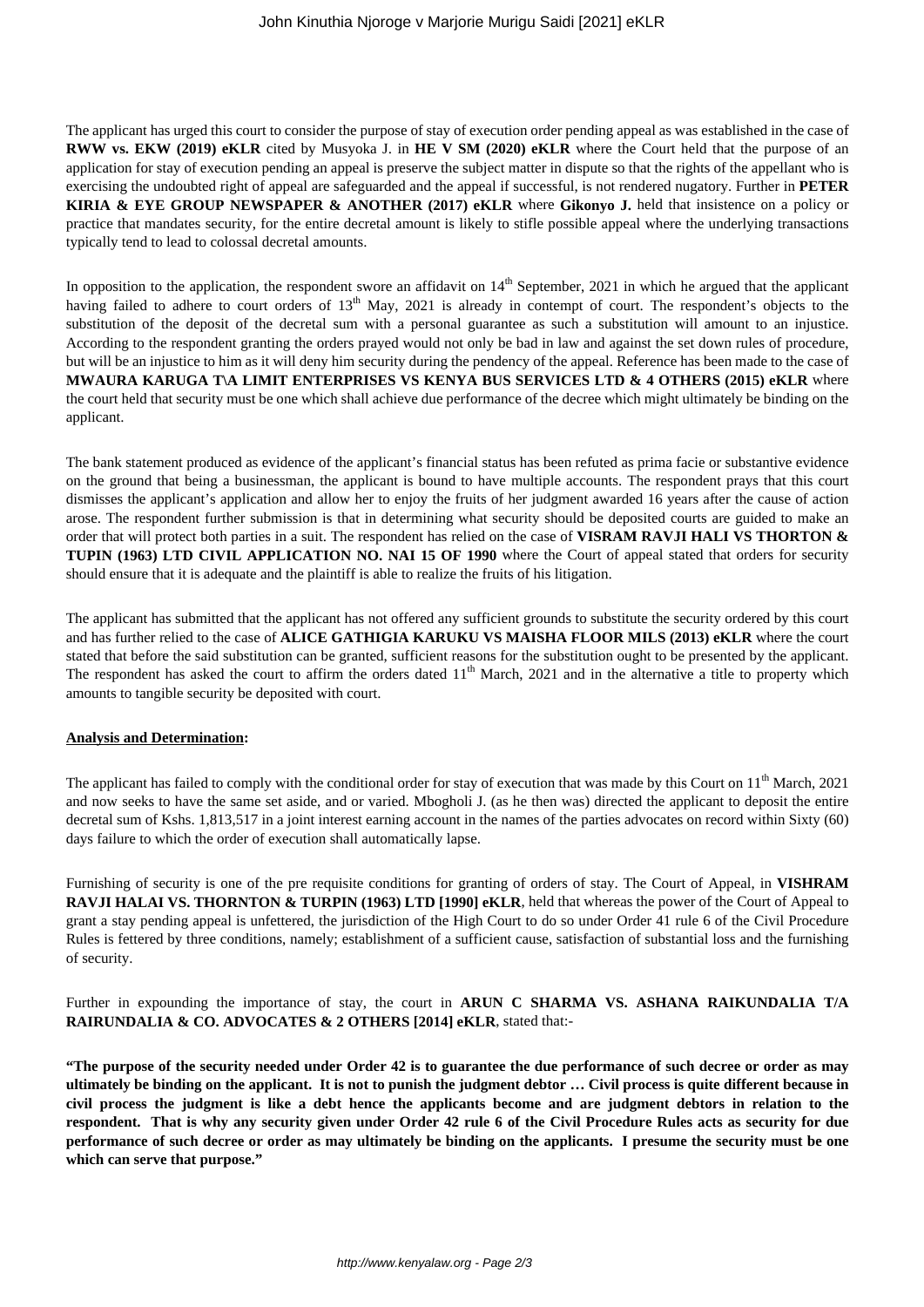The applicant has urged this court to consider the purpose of stay of execution order pending appeal as was established in the case of **RWW vs. EKW (2019) eKLR** cited by Musyoka J. in **HE V SM (2020) eKLR** where the Court held that the purpose of an application for stay of execution pending an appeal is preserve the subject matter in dispute so that the rights of the appellant who is exercising the undoubted right of appeal are safeguarded and the appeal if successful, is not rendered nugatory. Further in **PETER KIRIA & EYE GROUP NEWSPAPER & ANOTHER (2017) eKLR** where **Gikonyo J.** held that insistence on a policy or practice that mandates security, for the entire decretal amount is likely to stifle possible appeal where the underlying transactions typically tend to lead to colossal decretal amounts.

In opposition to the application, the respondent swore an affidavit on 14th September, 2021 in which he argued that the applicant having failed to adhere to court orders of 13th May, 2021 is already in contempt of court. The respondent's objects to the substitution of the deposit of the decretal sum with a personal guarantee as such a substitution will amount to an injustice. According to the respondent granting the orders prayed would not only be bad in law and against the set down rules of procedure, but will be an injustice to him as it will deny him security during the pendency of the appeal. Reference has been made to the case of **MWAURA KARUGA T\A LIMIT ENTERPRISES VS KENYA BUS SERVICES LTD & 4 OTHERS (2015) eKLR** where the court held that security must be one which shall achieve due performance of the decree which might ultimately be binding on the applicant.

The bank statement produced as evidence of the applicant's financial status has been refuted as prima facie or substantive evidence on the ground that being a businessman, the applicant is bound to have multiple accounts. The respondent prays that this court dismisses the applicant's application and allow her to enjoy the fruits of her judgment awarded 16 years after the cause of action arose. The respondent further submission is that in determining what security should be deposited courts are guided to make an order that will protect both parties in a suit. The respondent has relied on the case of **VISRAM RAVJI HALI VS THORTON & TUPIN (1963) LTD CIVIL APPLICATION NO. NAI 15 OF 1990** where the Court of appeal stated that orders for security should ensure that it is adequate and the plaintiff is able to realize the fruits of his litigation.

The applicant has submitted that the applicant has not offered any sufficient grounds to substitute the security ordered by this court and has further relied to the case of **ALICE GATHIGIA KARUKU VS MAISHA FLOOR MILS (2013) eKLR** where the court stated that before the said substitution can be granted, sufficient reasons for the substitution ought to be presented by the applicant. The respondent has asked the court to affirm the orders dated 11th March, 2021 and in the alternative a title to property which amounts to tangible security be deposited with court.

**Analysis and Determination:**

The applicant has failed to comply with the conditional order for stay of execution that was made by this Court on 11th March, 2021 and now seeks to have the same set aside, and or varied. Mbogholi J. (as he then was) directed the applicant to deposit the entire decretal sum of Kshs. 1,813,517 in a joint interest earning account in the names of the parties advocates on record within Sixty (60) days failure to which the order of execution shall automatically lapse.

Furnishing of security is one of the pre requisite conditions for granting of orders of stay. The Court of Appeal, in **VISHRAM RAVJI HALAI VS. THORNTON & TURPIN (1963) LTD [1990] eKLR**, held that whereas the power of the Court of Appeal to grant a stay pending appeal is unfettered, the jurisdiction of the High Court to do so under Order 41 rule 6 of the Civil Procedure Rules is fettered by three conditions, namely; establishment of a sufficient cause, satisfaction of substantial loss and the furnishing of security.

Further in expounding the importance of stay, the court in **ARUN C SHARMA VS. ASHANA RAIKUNDALIA T/A RAIRUNDALIA & CO. ADVOCATES & 2 OTHERS [2014] eKLR**, stated that:-

**"The purpose of the security needed under Order 42 is to guarantee the due performance of such decree or order as may ultimately be binding on the applicant. It is not to punish the judgment debtor … Civil process is quite different because in civil process the judgment is like a debt hence the applicants become and are judgment debtors in relation to the respondent. That is why any security given under Order 42 rule 6 of the Civil Procedure Rules acts as security for due performance of such decree or order as may ultimately be binding on the applicants. I presume the security must be one which can serve that purpose."**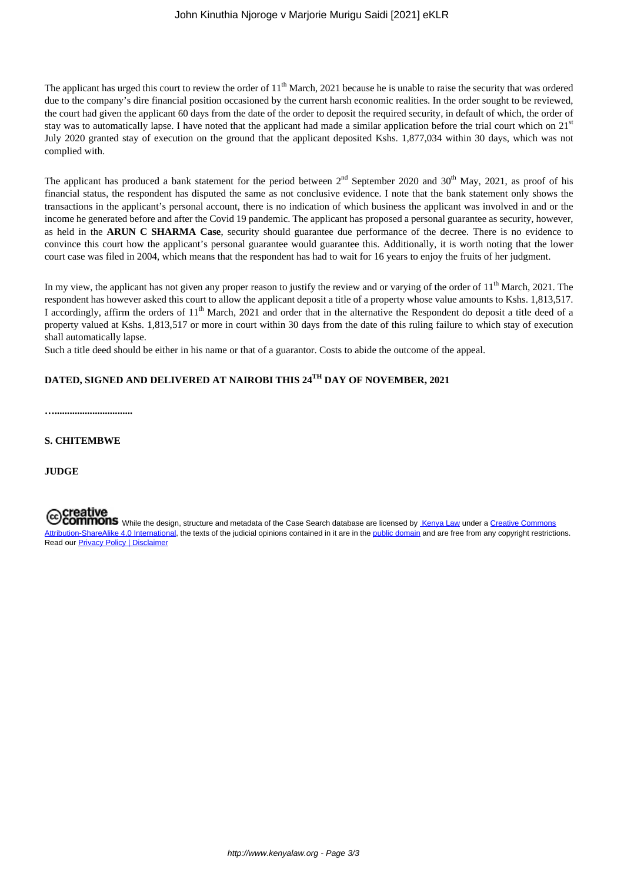The applicant has urged this court to review the order of 11th March, 2021 because he is unable to raise the security that was ordered due to the company's dire financial position occasioned by the current harsh economic realities. In the order sought to be reviewed, the court had given the applicant 60 days from the date of the order to deposit the required security, in default of which, the order of stay was to automatically lapse. I have noted that the applicant had made a similar application before the trial court which on 21st July 2020 granted stay of execution on the ground that the applicant deposited Kshs. 1,877,034 within 30 days, which was not complied with.

The applicant has produced a bank statement for the period between 2nd September 2020 and 30th May, 2021, as proof of his financial status, the respondent has disputed the same as not conclusive evidence. I note that the bank statement only shows the transactions in the applicant's personal account, there is no indication of which business the applicant was involved in and or the income he generated before and after the Covid 19 pandemic. The applicant has proposed a personal guarantee as security, however, as held in the **ARUN C SHARMA Case**, security should guarantee due performance of the decree. There is no evidence to convince this court how the applicant's personal guarantee would guarantee this. Additionally, it is worth noting that the lower court case was filed in 2004, which means that the respondent has had to wait for 16 years to enjoy the fruits of her judgment.

In my view, the applicant has not given any proper reason to justify the review and or varying of the order of 11th March, 2021. The respondent has however asked this court to allow the applicant deposit a title of a property whose value amounts to Kshs. 1,813,517. I accordingly, affirm the orders of 11th March, 2021 and order that in the alternative the Respondent do deposit a title deed of a property valued at Kshs. 1,813,517 or more in court within 30 days from the date of this ruling failure to which stay of execution shall automatically lapse.

Such a title deed should be either in his name or that of a guarantor. Costs to abide the outcome of the appeal.

**DATED, SIGNED AND DELIVERED AT NAIROBI THIS 24TH DAY OF NOVEMBER, 2021**

**…..............................**

**S. CHITEMBWE**

**JUDGE**

While the design, structure and metadata of the Case Search database are licensed by Kenya Law under a Creative Commons Attribution-ShareAlike 4.0 International, the texts of the judicial opinions contained in it are in the public domain and are free from any copyright restrictions. Read our Privacy Policy | Disclaimer